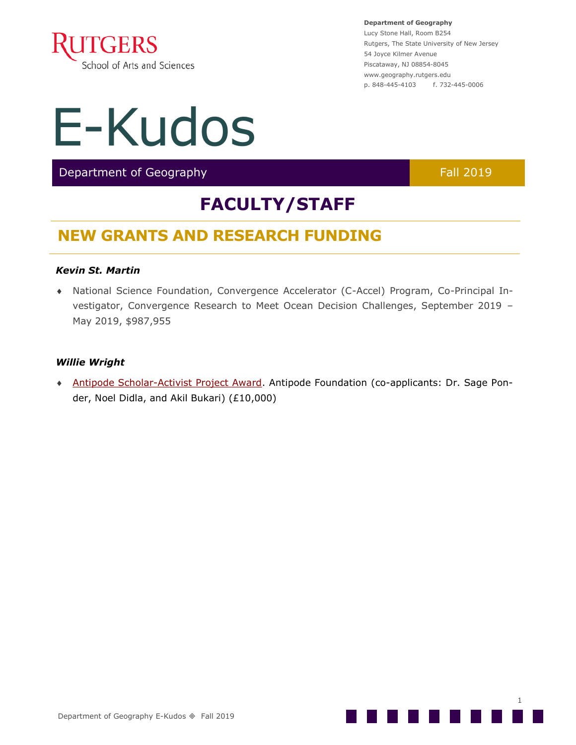**Department of Geography**
Lucy Stone Hall, Room B254
Rutgers, The State University of New Jersey
54 Joyce Kilmer Avenue
Piscataway, NJ 08854-8045
www.geography.rutgers.edu
p. 848-445-4103 f. 732-445-0006

# E-Kudos

Department of Geography — Fall 2019

## FACULTY/STAFF

### NEW GRANTS AND RESEARCH FUNDING

***Kevin St. Martin***

- National Science Foundation, Convergence Accelerator (C-Accel) Program, Co-Principal Investigator, Convergence Research to Meet Ocean Decision Challenges, September 2019 – May 2019, $987,955

***Willie Wright***

- Antipode Scholar-Activist Project Award. Antipode Foundation (co-applicants: Dr. Sage Ponder, Noel Didla, and Akil Bukari) (£10,000)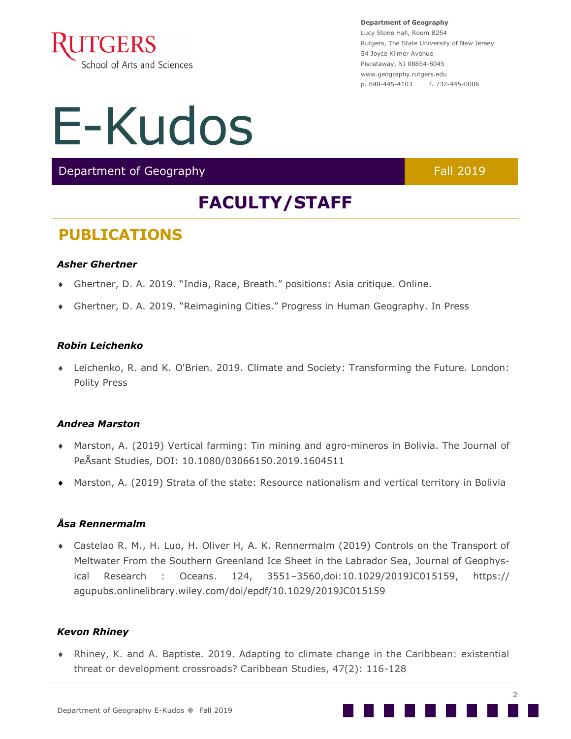Department of Geography
Lucy Stone Hall, Room B254
Rutgers, The State University of New Jersey
54 Joyce Kilmer Avenue
Piscataway, NJ 08854-8045
www.geography.rutgers.edu
p. 848-445-4103 f. 732-445-0006

# E-Kudos

Department of Geography | Fall 2019

## FACULTY/STAFF

### PUBLICATIONS

***Asher Ghertner***

- Ghertner, D. A. 2019. "India, Race, Breath." positions: Asia critique. Online.
- Ghertner, D. A. 2019. "Reimagining Cities." Progress in Human Geography. In Press

***Robin Leichenko***

- Leichenko, R. and K. O'Brien. 2019. Climate and Society: Transforming the Future. London: Polity Press

***Andrea Marston***

- Marston, A. (2019) Vertical farming: Tin mining and agro-mineros in Bolivia. The Journal of PeÅsant Studies, DOI: 10.1080/03066150.2019.1604511
- Marston, A. (2019) Strata of the state: Resource nationalism and vertical territory in Bolivia

***Åsa Rennermalm***

- Castelao R. M., H. Luo, H. Oliver H, A. K. Rennermalm (2019) Controls on the Transport of Meltwater From the Southern Greenland Ice Sheet in the Labrador Sea, Journal of Geophysical Research : Oceans. 124, 3551–3560,doi:10.1029/2019JC015159, https://agupubs.onlinelibrary.wiley.com/doi/epdf/10.1029/2019JC015159

***Kevon Rhiney***

- Rhiney, K. and A. Baptiste. 2019. Adapting to climate change in the Caribbean: existential threat or development crossroads? Caribbean Studies, 47(2): 116-128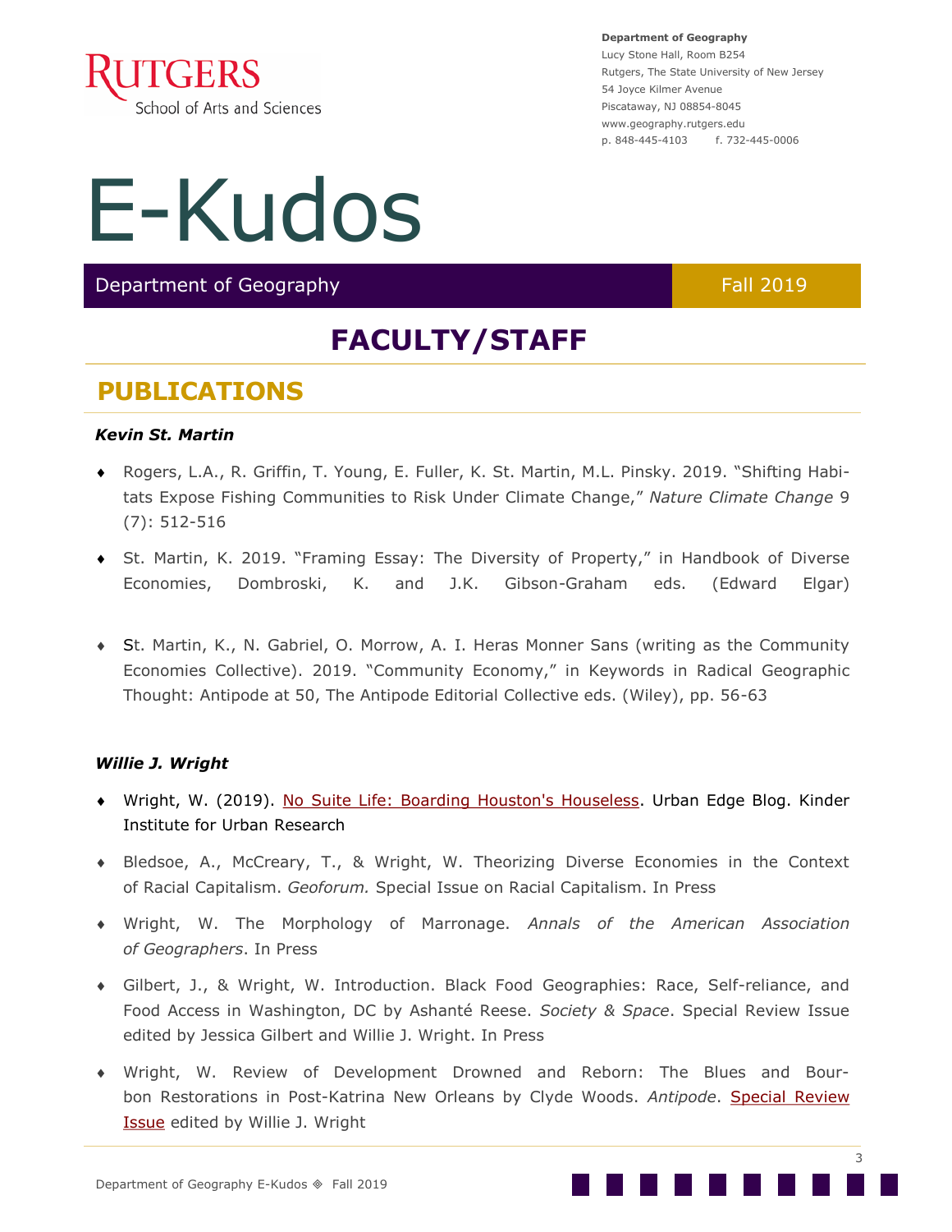# E-Kudos

Department of Geography — Fall 2019

## FACULTY/STAFF

### PUBLICATIONS

***Kevin St. Martin***

- Rogers, L.A., R. Griffin, T. Young, E. Fuller, K. St. Martin, M.L. Pinsky. 2019. "Shifting Habitats Expose Fishing Communities to Risk Under Climate Change," *Nature Climate Change* 9 (7): 512-516
- St. Martin, K. 2019. "Framing Essay: The Diversity of Property," in Handbook of Diverse Economies, Dombroski, K. and J.K. Gibson-Graham eds. (Edward Elgar)
- St. Martin, K., N. Gabriel, O. Morrow, A. I. Heras Monner Sans (writing as the Community Economies Collective). 2019. "Community Economy," in Keywords in Radical Geographic Thought: Antipode at 50, The Antipode Editorial Collective eds. (Wiley), pp. 56-63

***Willie J. Wright***

- Wright, W. (2019). No Suite Life: Boarding Houston's Houseless. Urban Edge Blog. Kinder Institute for Urban Research
- Bledsoe, A., McCreary, T., & Wright, W. Theorizing Diverse Economies in the Context of Racial Capitalism. *Geoforum.* Special Issue on Racial Capitalism. In Press
- Wright, W. The Morphology of Marronage. *Annals of the American Association of Geographers*. In Press
- Gilbert, J., & Wright, W. Introduction. Black Food Geographies: Race, Self-reliance, and Food Access in Washington, DC by Ashanté Reese. *Society & Space*. Special Review Issue edited by Jessica Gilbert and Willie J. Wright. In Press
- Wright, W. Review of Development Drowned and Reborn: The Blues and Bourbon Restorations in Post-Katrina New Orleans by Clyde Woods. *Antipode*. Special Review Issue edited by Willie J. Wright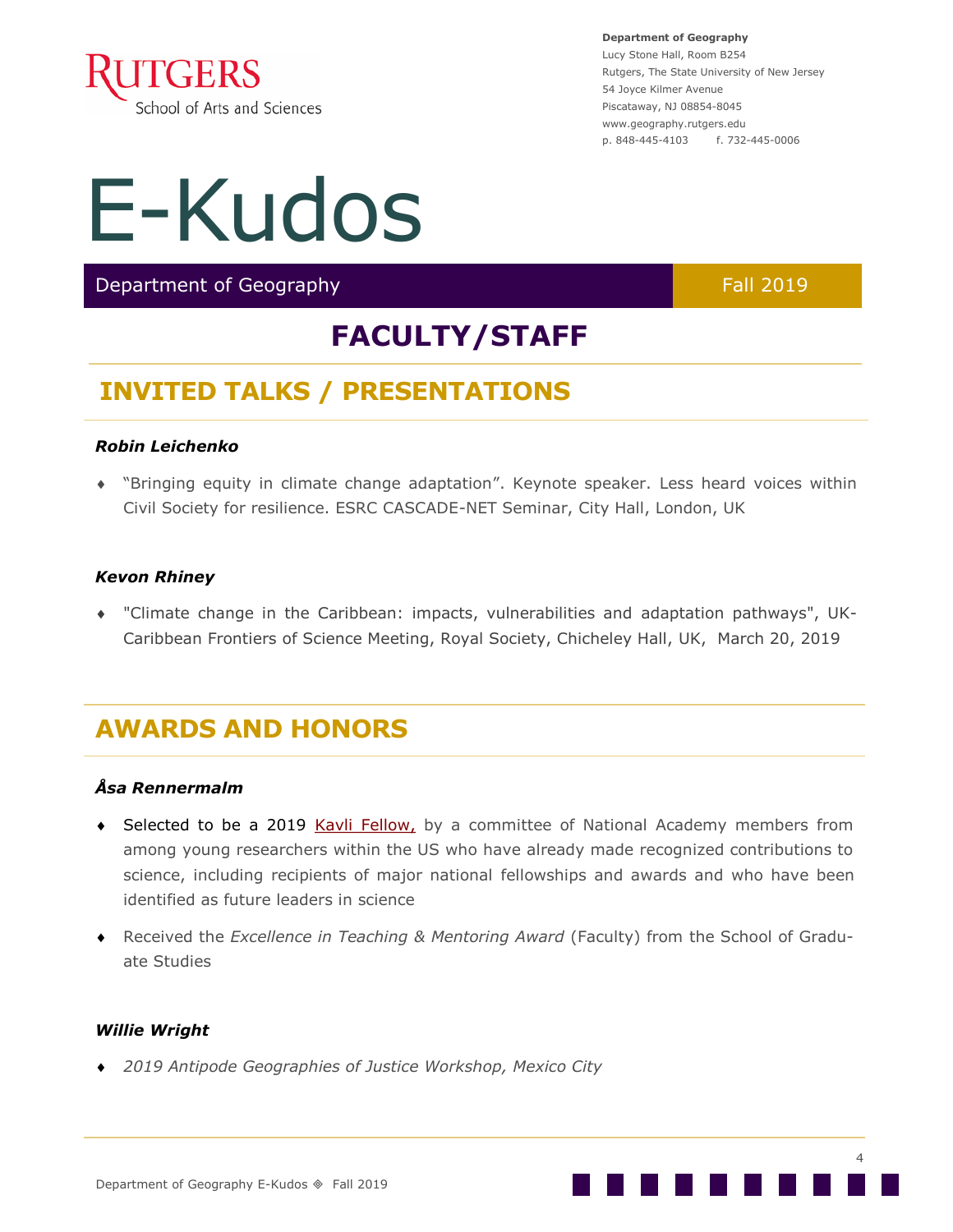Department of Geography
Lucy Stone Hall, Room B254
Rutgers, The State University of New Jersey
54 Joyce Kilmer Avenue
Piscataway, NJ 08854-8045
www.geography.rutgers.edu
p. 848-445-4103 f. 732-445-0006

# E-Kudos

Department of Geography — Fall 2019

# FACULTY/STAFF

## INVITED TALKS / PRESENTATIONS

***Robin Leichenko***

- "Bringing equity in climate change adaptation". Keynote speaker. Less heard voices within Civil Society for resilience. ESRC CASCADE-NET Seminar, City Hall, London, UK

***Kevon Rhiney***

- "Climate change in the Caribbean: impacts, vulnerabilities and adaptation pathways", UK-Caribbean Frontiers of Science Meeting, Royal Society, Chicheley Hall, UK, March 20, 2019

## AWARDS AND HONORS

***Åsa Rennermalm***

- Selected to be a 2019 Kavli Fellow, by a committee of National Academy members from among young researchers within the US who have already made recognized contributions to science, including recipients of major national fellowships and awards and who have been identified as future leaders in science
- Received the *Excellence in Teaching & Mentoring Award* (Faculty) from the School of Graduate Studies

***Willie Wright***

- *2019 Antipode Geographies of Justice Workshop, Mexico City*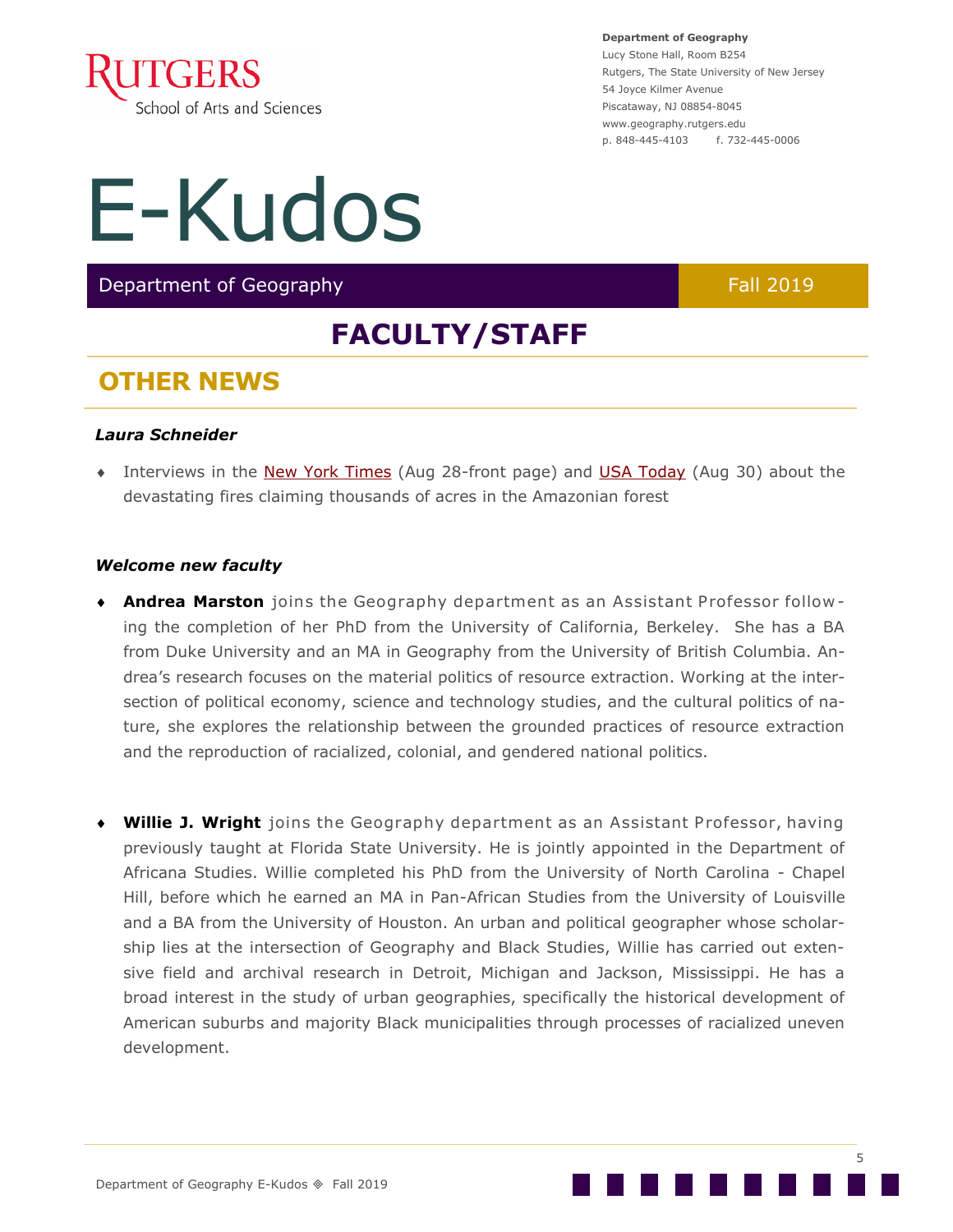**Department of Geography**
Lucy Stone Hall, Room B254
Rutgers, The State University of New Jersey
54 Joyce Kilmer Avenue
Piscataway, NJ 08854-8045
www.geography.rutgers.edu
p. 848-445-4103 f. 732-445-0006

# E-Kudos

Department of Geography — Fall 2019

## FACULTY/STAFF

## OTHER NEWS

***Laura Schneider***

- Interviews in the New York Times (Aug 28-front page) and USA Today (Aug 30) about the devastating fires claiming thousands of acres in the Amazonian forest

***Welcome new faculty***

- **Andrea Marston** joins the Geography department as an Assistant Professor following the completion of her PhD from the University of California, Berkeley. She has a BA from Duke University and an MA in Geography from the University of British Columbia. Andrea's research focuses on the material politics of resource extraction. Working at the intersection of political economy, science and technology studies, and the cultural politics of nature, she explores the relationship between the grounded practices of resource extraction and the reproduction of racialized, colonial, and gendered national politics.

- **Willie J. Wright** joins the Geography department as an Assistant Professor, having previously taught at Florida State University. He is jointly appointed in the Department of Africana Studies. Willie completed his PhD from the University of North Carolina - Chapel Hill, before which he earned an MA in Pan-African Studies from the University of Louisville and a BA from the University of Houston. An urban and political geographer whose scholarship lies at the intersection of Geography and Black Studies, Willie has carried out extensive field and archival research in Detroit, Michigan and Jackson, Mississippi. He has a broad interest in the study of urban geographies, specifically the historical development of American suburbs and majority Black municipalities through processes of racialized uneven development.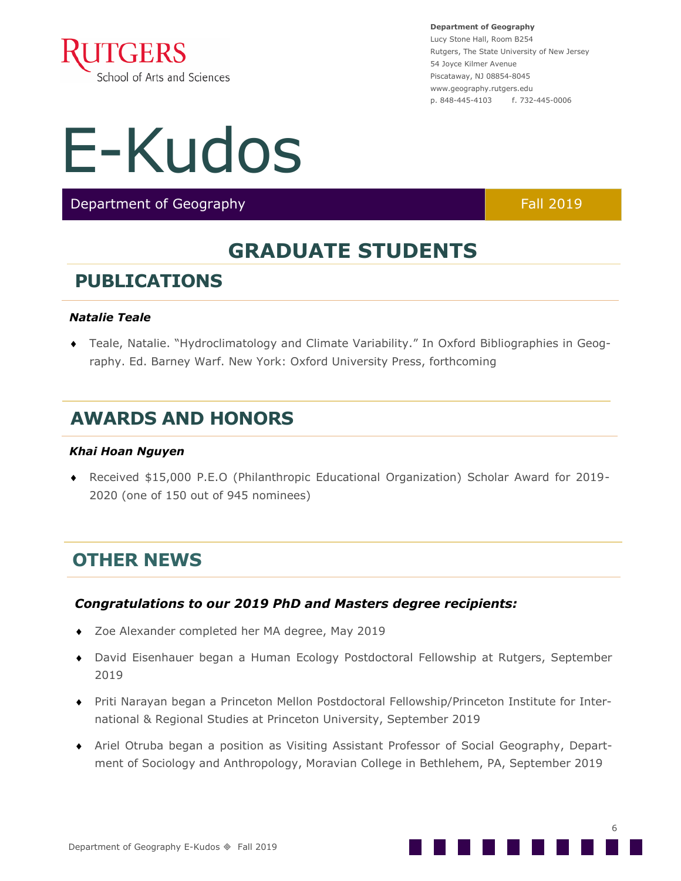Department of Geography
Lucy Stone Hall, Room B254
Rutgers, The State University of New Jersey
54 Joyce Kilmer Avenue
Piscataway, NJ 08854-8045
www.geography.rutgers.edu
p. 848-445-4103 f. 732-445-0006

# E-Kudos

Department of Geography — Fall 2019

# GRADUATE STUDENTS

## PUBLICATIONS

***Natalie Teale***

- Teale, Natalie. "Hydroclimatology and Climate Variability." In Oxford Bibliographies in Geography. Ed. Barney Warf. New York: Oxford University Press, forthcoming

## AWARDS AND HONORS

***Khai Hoan Nguyen***

- Received $15,000 P.E.O (Philanthropic Educational Organization) Scholar Award for 2019-2020 (one of 150 out of 945 nominees)

## OTHER NEWS

***Congratulations to our 2019 PhD and Masters degree recipients:***

- Zoe Alexander completed her MA degree, May 2019
- David Eisenhauer began a Human Ecology Postdoctoral Fellowship at Rutgers, September 2019
- Priti Narayan began a Princeton Mellon Postdoctoral Fellowship/Princeton Institute for International & Regional Studies at Princeton University, September 2019
- Ariel Otruba began a position as Visiting Assistant Professor of Social Geography, Department of Sociology and Anthropology, Moravian College in Bethlehem, PA, September 2019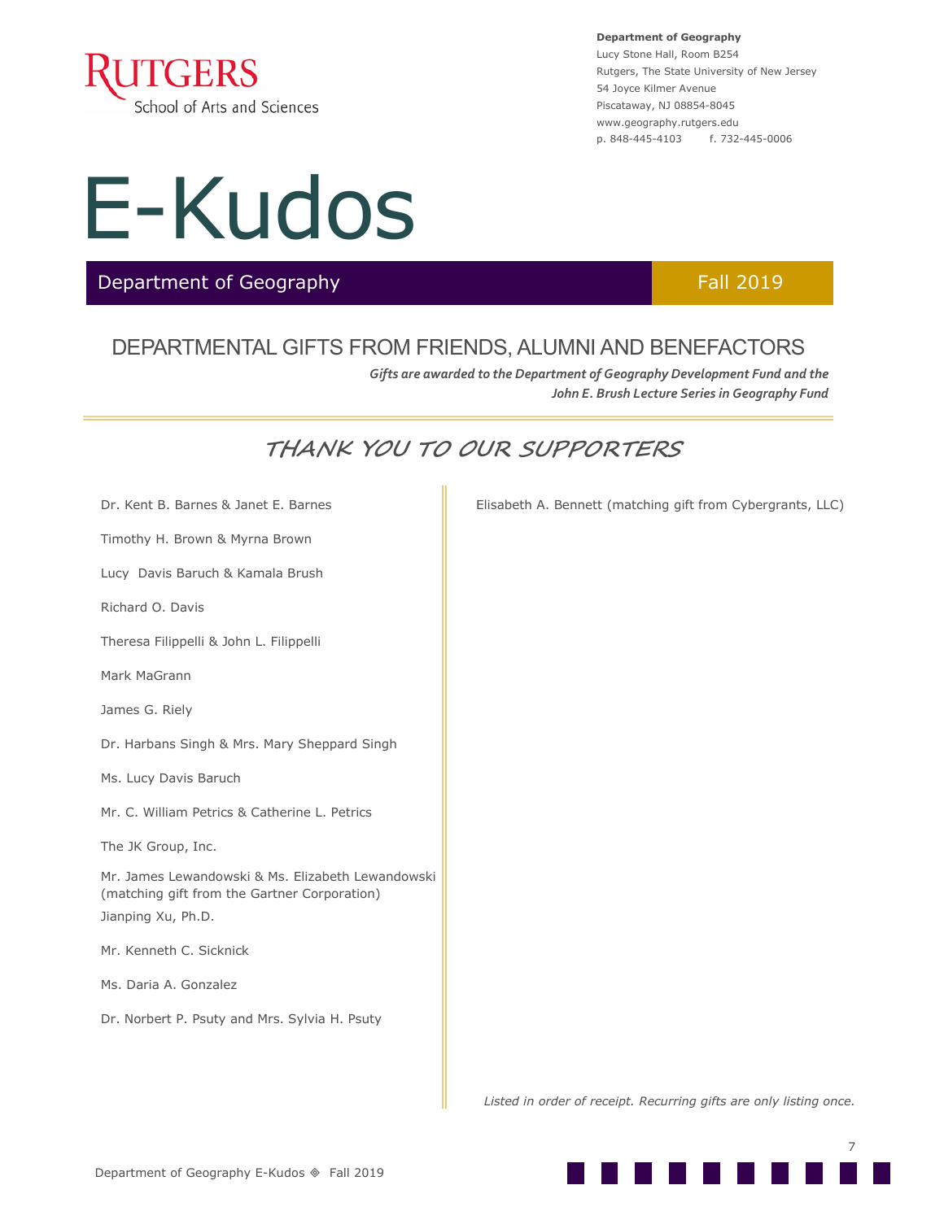**Department of Geography**
Lucy Stone Hall, Room B254
Rutgers, The State University of New Jersey
54 Joyce Kilmer Avenue
Piscataway, NJ 08854-8045
www.geography.rutgers.edu
p. 848-445-4103 f. 732-445-0006

# E-Kudos

Department of Geography — Fall 2019

## DEPARTMENTAL GIFTS FROM FRIENDS, ALUMNI AND BENEFACTORS

***Gifts are awarded to the Department of Geography Development Fund and the John E. Brush Lecture Series in Geography Fund***

### THANK YOU TO OUR SUPPORTERS

Dr. Kent B. Barnes & Janet E. Barnes

Timothy H. Brown & Myrna Brown

Lucy Davis Baruch & Kamala Brush

Richard O. Davis

Theresa Filippelli & John L. Filippelli

Mark MaGrann

James G. Riely

Dr. Harbans Singh & Mrs. Mary Sheppard Singh

Ms. Lucy Davis Baruch

Mr. C. William Petrics & Catherine L. Petrics

The JK Group, Inc.

Mr. James Lewandowski & Ms. Elizabeth Lewandowski (matching gift from the Gartner Corporation)

Jianping Xu, Ph.D.

Mr. Kenneth C. Sicknick

Ms. Daria A. Gonzalez

Dr. Norbert P. Psuty and Mrs. Sylvia H. Psuty

Elisabeth A. Bennett (matching gift from Cybergrants, LLC)

*Listed in order of receipt. Recurring gifts are only listing once.*